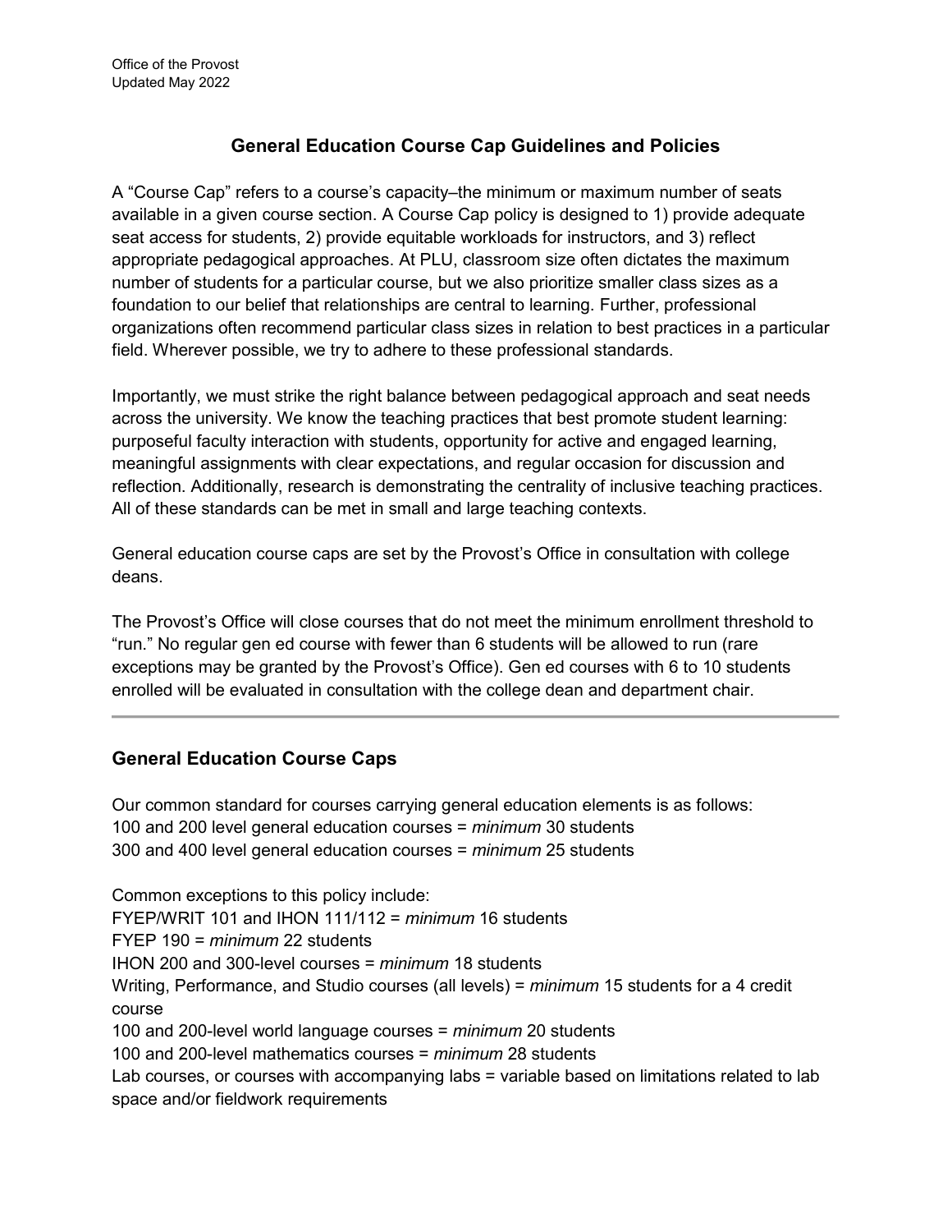Office of the Provost
Updated May 2022

# General Education Course Cap Guidelines and Policies

A "Course Cap" refers to a course's capacity–the minimum or maximum number of seats available in a given course section. A Course Cap policy is designed to 1) provide adequate seat access for students, 2) provide equitable workloads for instructors, and 3) reflect appropriate pedagogical approaches. At PLU, classroom size often dictates the maximum number of students for a particular course, but we also prioritize smaller class sizes as a foundation to our belief that relationships are central to learning. Further, professional organizations often recommend particular class sizes in relation to best practices in a particular field. Wherever possible, we try to adhere to these professional standards.

Importantly, we must strike the right balance between pedagogical approach and seat needs across the university. We know the teaching practices that best promote student learning: purposeful faculty interaction with students, opportunity for active and engaged learning, meaningful assignments with clear expectations, and regular occasion for discussion and reflection. Additionally, research is demonstrating the centrality of inclusive teaching practices. All of these standards can be met in small and large teaching contexts.

General education course caps are set by the Provost's Office in consultation with college deans.

The Provost's Office will close courses that do not meet the minimum enrollment threshold to "run." No regular gen ed course with fewer than 6 students will be allowed to run (rare exceptions may be granted by the Provost's Office). Gen ed courses with 6 to 10 students enrolled will be evaluated in consultation with the college dean and department chair.

---

## General Education Course Caps

Our common standard for courses carrying general education elements is as follows:
100 and 200 level general education courses = *minimum* 30 students
300 and 400 level general education courses = *minimum* 25 students

Common exceptions to this policy include:
FYEP/WRIT 101 and IHON 111/112 = *minimum* 16 students
FYEP 190 = *minimum* 22 students
IHON 200 and 300-level courses = *minimum* 18 students
Writing, Performance, and Studio courses (all levels) = *minimum* 15 students for a 4 credit course
100 and 200-level world language courses = *minimum* 20 students
100 and 200-level mathematics courses = *minimum* 28 students
Lab courses, or courses with accompanying labs = variable based on limitations related to lab space and/or fieldwork requirements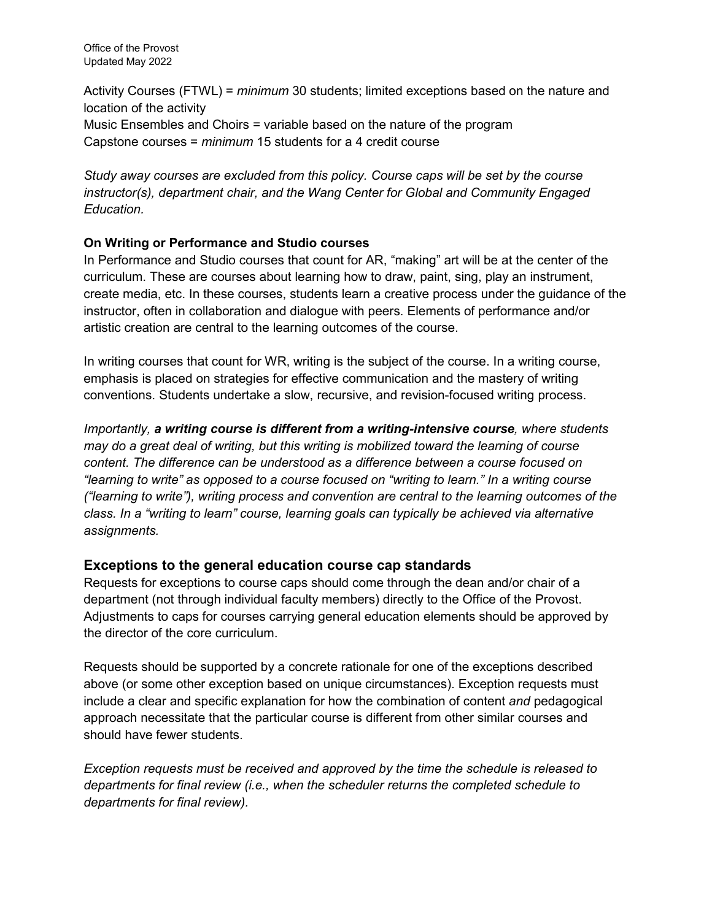Activity Courses (FTWL) = *minimum* 30 students; limited exceptions based on the nature and location of the activity
Music Ensembles and Choirs = variable based on the nature of the program
Capstone courses = *minimum* 15 students for a 4 credit course

*Study away courses are excluded from this policy. Course caps will be set by the course instructor(s), department chair, and the Wang Center for Global and Community Engaged Education.*

**On Writing or Performance and Studio courses**

In Performance and Studio courses that count for AR, "making" art will be at the center of the curriculum. These are courses about learning how to draw, paint, sing, play an instrument, create media, etc. In these courses, students learn a creative process under the guidance of the instructor, often in collaboration and dialogue with peers. Elements of performance and/or artistic creation are central to the learning outcomes of the course.

In writing courses that count for WR, writing is the subject of the course. In a writing course, emphasis is placed on strategies for effective communication and the mastery of writing conventions. Students undertake a slow, recursive, and revision-focused writing process.

*Importantly, **a writing course is different from a writing-intensive course**, where students may do a great deal of writing, but this writing is mobilized toward the learning of course content. The difference can be understood as a difference between a course focused on "learning to write" as opposed to a course focused on "writing to learn." In a writing course ("learning to write"), writing process and convention are central to the learning outcomes of the class. In a "writing to learn" course, learning goals can typically be achieved via alternative assignments.*

## Exceptions to the general education course cap standards

Requests for exceptions to course caps should come through the dean and/or chair of a department (not through individual faculty members) directly to the Office of the Provost. Adjustments to caps for courses carrying general education elements should be approved by the director of the core curriculum.

Requests should be supported by a concrete rationale for one of the exceptions described above (or some other exception based on unique circumstances). Exception requests must include a clear and specific explanation for how the combination of content *and* pedagogical approach necessitate that the particular course is different from other similar courses and should have fewer students.

*Exception requests must be received and approved by the time the schedule is released to departments for final review (i.e., when the scheduler returns the completed schedule to departments for final review).*